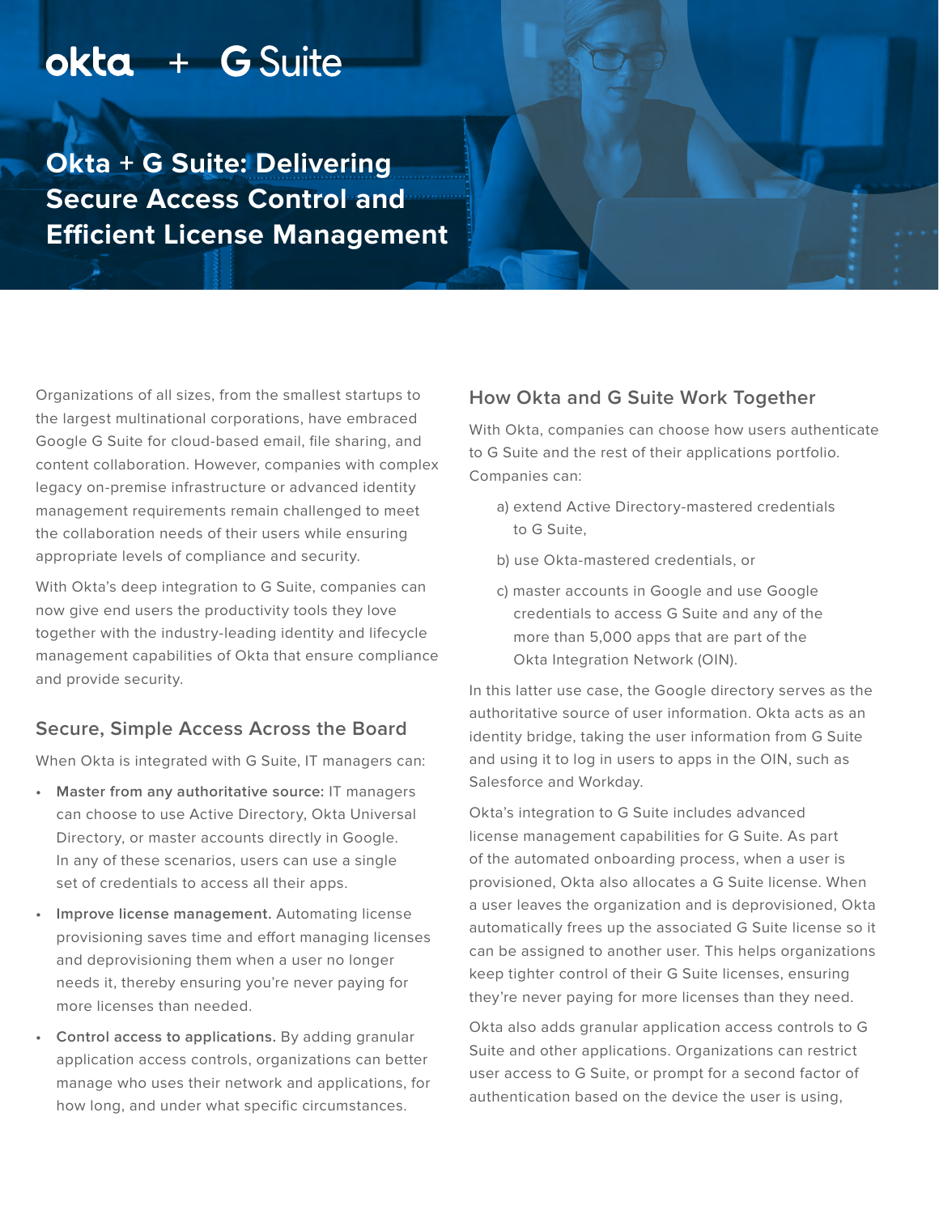okta + G Suite

# Okta + G Suite: Delivering Secure Access Control and Efficient License Management

Organizations of all sizes, from the smallest startups to the largest multinational corporations, have embraced Google G Suite for cloud-based email, file sharing, and content collaboration. However, companies with complex legacy on-premise infrastructure or advanced identity management requirements remain challenged to meet the collaboration needs of their users while ensuring appropriate levels of compliance and security.

With Okta's deep integration to G Suite, companies can now give end users the productivity tools they love together with the industry-leading identity and lifecycle management capabilities of Okta that ensure compliance and provide security.

## Secure, Simple Access Across the Board

When Okta is integrated with G Suite, IT managers can:

- **Master from any authoritative source:** IT managers can choose to use Active Directory, Okta Universal Directory, or master accounts directly in Google. In any of these scenarios, users can use a single set of credentials to access all their apps.
- **Improve license management.** Automating license provisioning saves time and effort managing licenses and deprovisioning them when a user no longer needs it, thereby ensuring you're never paying for more licenses than needed.
- **Control access to applications.** By adding granular application access controls, organizations can better manage who uses their network and applications, for how long, and under what specific circumstances.

## How Okta and G Suite Work Together

With Okta, companies can choose how users authenticate to G Suite and the rest of their applications portfolio. Companies can:

a) extend Active Directory-mastered credentials to G Suite,

b) use Okta-mastered credentials, or

c) master accounts in Google and use Google credentials to access G Suite and any of the more than 5,000 apps that are part of the Okta Integration Network (OIN).

In this latter use case, the Google directory serves as the authoritative source of user information. Okta acts as an identity bridge, taking the user information from G Suite and using it to log in users to apps in the OIN, such as Salesforce and Workday.

Okta's integration to G Suite includes advanced license management capabilities for G Suite. As part of the automated onboarding process, when a user is provisioned, Okta also allocates a G Suite license. When a user leaves the organization and is deprovisioned, Okta automatically frees up the associated G Suite license so it can be assigned to another user. This helps organizations keep tighter control of their G Suite licenses, ensuring they're never paying for more licenses than they need.

Okta also adds granular application access controls to G Suite and other applications. Organizations can restrict user access to G Suite, or prompt for a second factor of authentication based on the device the user is using,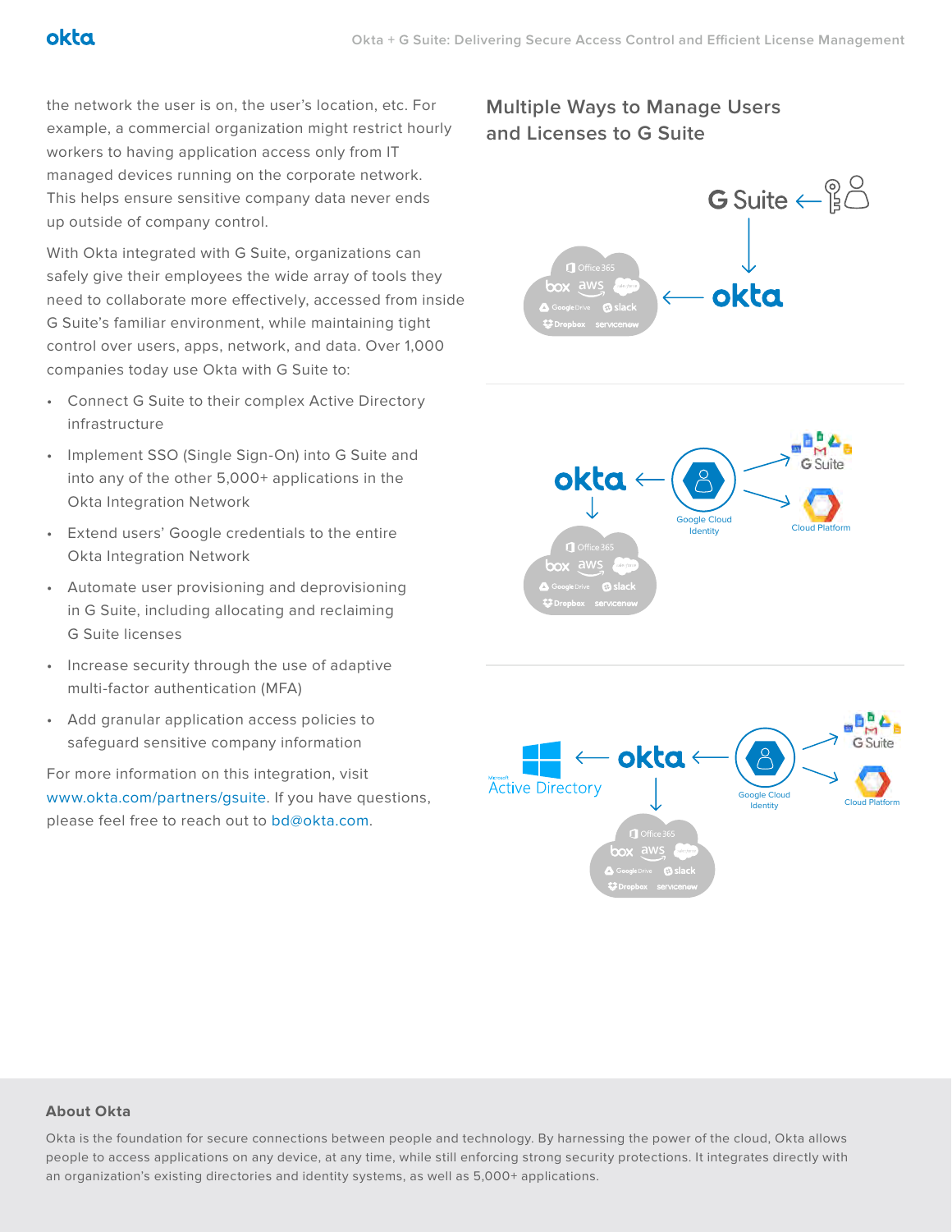the network the user is on, the user's location, etc. For example, a commercial organization might restrict hourly workers to having application access only from IT managed devices running on the corporate network. This helps ensure sensitive company data never ends up outside of company control.

With Okta integrated with G Suite, organizations can safely give their employees the wide array of tools they need to collaborate more effectively, accessed from inside G Suite's familiar environment, while maintaining tight control over users, apps, network, and data. Over 1,000 companies today use Okta with G Suite to:

- Connect G Suite to their complex Active Directory infrastructure
- Implement SSO (Single Sign-On) into G Suite and into any of the other 5,000+ applications in the Okta Integration Network
- Extend users' Google credentials to the entire Okta Integration Network
- Automate user provisioning and deprovisioning in G Suite, including allocating and reclaiming G Suite licenses
- Increase security through the use of adaptive multi-factor authentication (MFA)
- Add granular application access policies to safeguard sensitive company information

For more information on this integration, visit www.okta.com/partners/gsuite. If you have questions, please feel free to reach out to bd@okta.com.

## Multiple Ways to Manage Users and Licenses to G Suite

G Suite
okta
Office 365
box
aws
Google Drive
slack
Dropbox
servicenow

okta
Google Cloud Identity
G Suite
Cloud Platform
Office 365
box
aws
Google Drive
slack
Dropbox
servicenow

Microsoft Active Directory
okta
Google Cloud Identity
G Suite
Cloud Platform
Office 365
box
aws
Google Drive
slack
Dropbox
servicenow

### About Okta

Okta is the foundation for secure connections between people and technology. By harnessing the power of the cloud, Okta allows people to access applications on any device, at any time, while still enforcing strong security protections. It integrates directly with an organization's existing directories and identity systems, as well as 5,000+ applications.